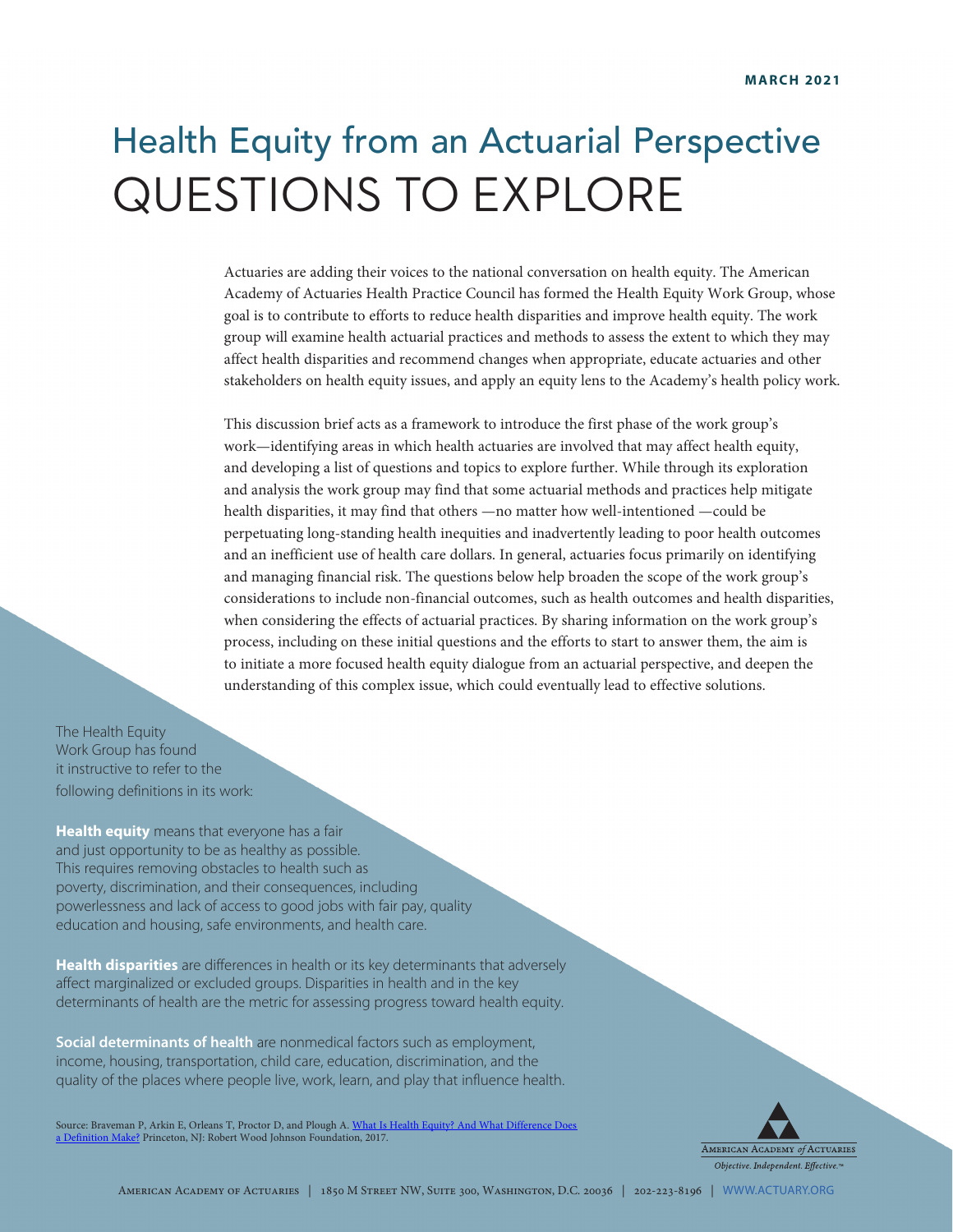MARCH 2021

# Health Equity from an Actuarial Perspective
# QUESTIONS TO EXPLORE

Actuaries are adding their voices to the national conversation on health equity. The American Academy of Actuaries Health Practice Council has formed the Health Equity Work Group, whose goal is to contribute to efforts to reduce health disparities and improve health equity. The work group will examine health actuarial practices and methods to assess the extent to which they may affect health disparities and recommend changes when appropriate, educate actuaries and other stakeholders on health equity issues, and apply an equity lens to the Academy's health policy work.

This discussion brief acts as a framework to introduce the first phase of the work group's work—identifying areas in which health actuaries are involved that may affect health equity, and developing a list of questions and topics to explore further. While through its exploration and analysis the work group may find that some actuarial methods and practices help mitigate health disparities, it may find that others —no matter how well-intentioned —could be perpetuating long-standing health inequities and inadvertently leading to poor health outcomes and an inefficient use of health care dollars. In general, actuaries focus primarily on identifying and managing financial risk. The questions below help broaden the scope of the work group's considerations to include non-financial outcomes, such as health outcomes and health disparities, when considering the effects of actuarial practices. By sharing information on the work group's process, including on these initial questions and the efforts to start to answer them, the aim is to initiate a more focused health equity dialogue from an actuarial perspective, and deepen the understanding of this complex issue, which could eventually lead to effective solutions.

The Health Equity Work Group has found it instructive to refer to the following definitions in its work:

**Health equity** means that everyone has a fair and just opportunity to be as healthy as possible. This requires removing obstacles to health such as poverty, discrimination, and their consequences, including powerlessness and lack of access to good jobs with fair pay, quality education and housing, safe environments, and health care.

**Health disparities** are differences in health or its key determinants that adversely affect marginalized or excluded groups. Disparities in health and in the key determinants of health are the metric for assessing progress toward health equity.

**Social determinants of health** are nonmedical factors such as employment, income, housing, transportation, child care, education, discrimination, and the quality of the places where people live, work, learn, and play that influence health.

Source: Braveman P, Arkin E, Orleans T, Proctor D, and Plough A. What Is Health Equity? And What Difference Does a Definition Make? Princeton, NJ: Robert Wood Johnson Foundation, 2017.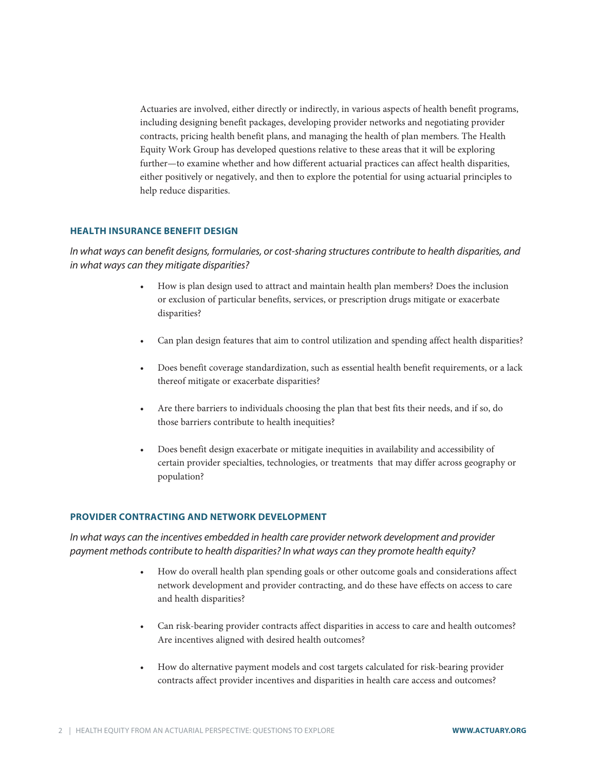Actuaries are involved, either directly or indirectly, in various aspects of health benefit programs, including designing benefit packages, developing provider networks and negotiating provider contracts, pricing health benefit plans, and managing the health of plan members. The Health Equity Work Group has developed questions relative to these areas that it will be exploring further—to examine whether and how different actuarial practices can affect health disparities, either positively or negatively, and then to explore the potential for using actuarial principles to help reduce disparities.

## HEALTH INSURANCE BENEFIT DESIGN

*In what ways can benefit designs, formularies, or cost-sharing structures contribute to health disparities, and in what ways can they mitigate disparities?*

- How is plan design used to attract and maintain health plan members? Does the inclusion or exclusion of particular benefits, services, or prescription drugs mitigate or exacerbate disparities?
- Can plan design features that aim to control utilization and spending affect health disparities?
- Does benefit coverage standardization, such as essential health benefit requirements, or a lack thereof mitigate or exacerbate disparities?
- Are there barriers to individuals choosing the plan that best fits their needs, and if so, do those barriers contribute to health inequities?
- Does benefit design exacerbate or mitigate inequities in availability and accessibility of certain provider specialties, technologies, or treatments that may differ across geography or population?

## PROVIDER CONTRACTING AND NETWORK DEVELOPMENT

*In what ways can the incentives embedded in health care provider network development and provider payment methods contribute to health disparities? In what ways can they promote health equity?*

- How do overall health plan spending goals or other outcome goals and considerations affect network development and provider contracting, and do these have effects on access to care and health disparities?
- Can risk-bearing provider contracts affect disparities in access to care and health outcomes? Are incentives aligned with desired health outcomes?
- How do alternative payment models and cost targets calculated for risk-bearing provider contracts affect provider incentives and disparities in health care access and outcomes?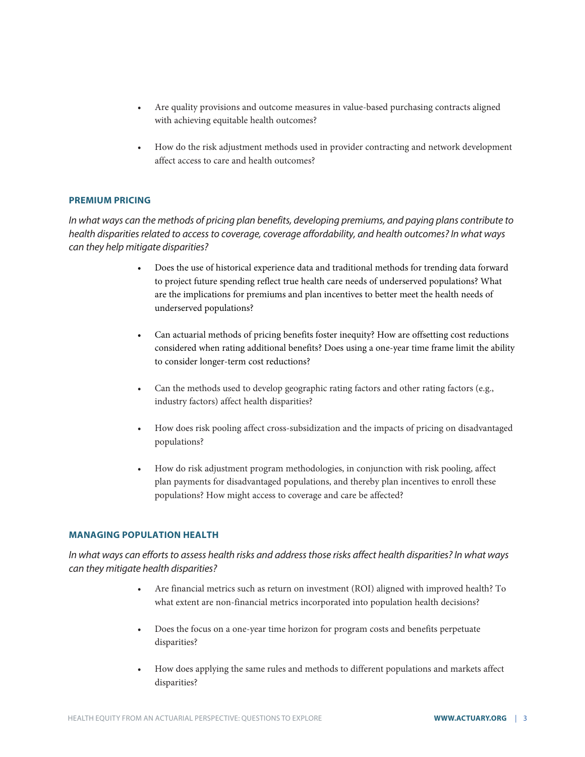- Are quality provisions and outcome measures in value-based purchasing contracts aligned with achieving equitable health outcomes?

- How do the risk adjustment methods used in provider contracting and network development affect access to care and health outcomes?

## PREMIUM PRICING

*In what ways can the methods of pricing plan benefits, developing premiums, and paying plans contribute to health disparities related to access to coverage, coverage affordability, and health outcomes? In what ways can they help mitigate disparities?*

- Does the use of historical experience data and traditional methods for trending data forward to project future spending reflect true health care needs of underserved populations? What are the implications for premiums and plan incentives to better meet the health needs of underserved populations?

- Can actuarial methods of pricing benefits foster inequity? How are offsetting cost reductions considered when rating additional benefits? Does using a one-year time frame limit the ability to consider longer-term cost reductions?

- Can the methods used to develop geographic rating factors and other rating factors (e.g., industry factors) affect health disparities?

- How does risk pooling affect cross-subsidization and the impacts of pricing on disadvantaged populations?

- How do risk adjustment program methodologies, in conjunction with risk pooling, affect plan payments for disadvantaged populations, and thereby plan incentives to enroll these populations? How might access to coverage and care be affected?

## MANAGING POPULATION HEALTH

*In what ways can efforts to assess health risks and address those risks affect health disparities? In what ways can they mitigate health disparities?*

- Are financial metrics such as return on investment (ROI) aligned with improved health? To what extent are non-financial metrics incorporated into population health decisions?

- Does the focus on a one-year time horizon for program costs and benefits perpetuate disparities?

- How does applying the same rules and methods to different populations and markets affect disparities?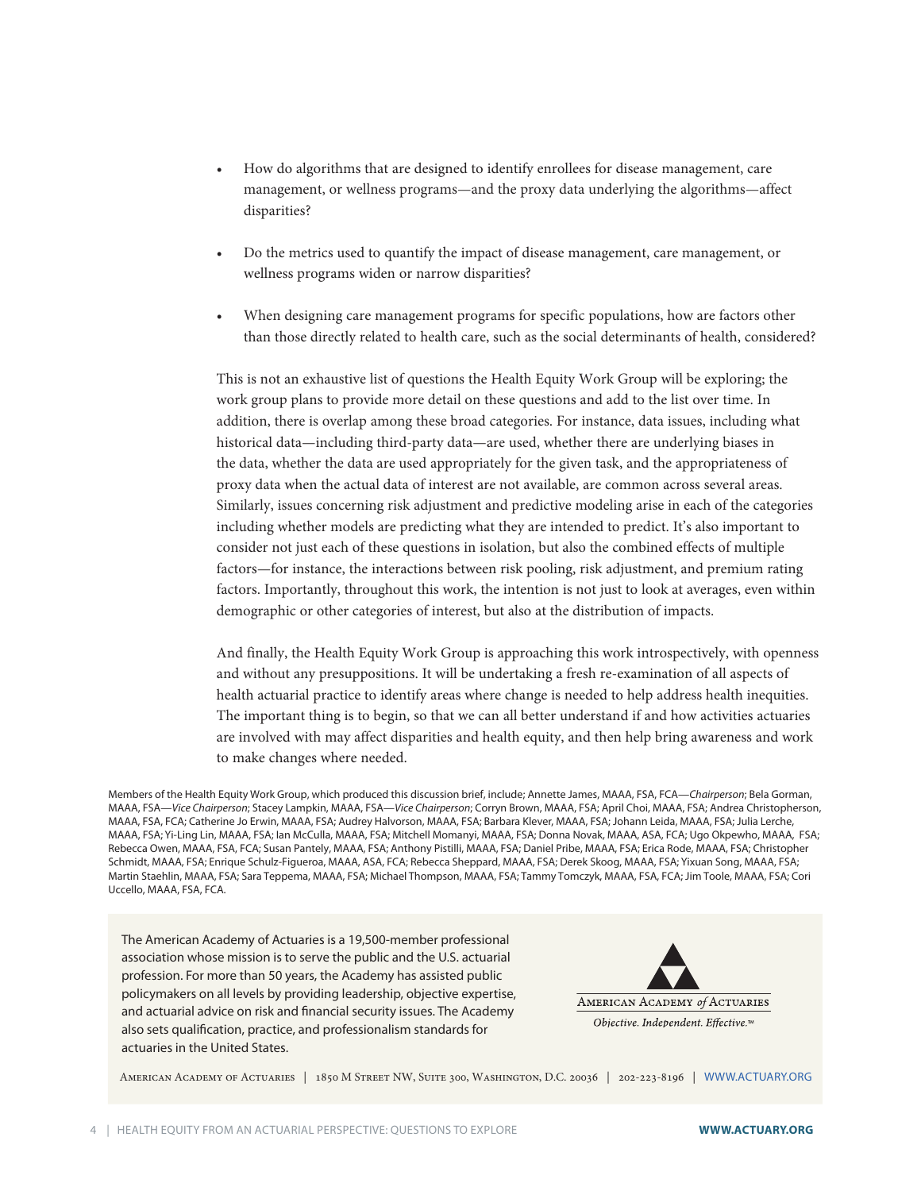- How do algorithms that are designed to identify enrollees for disease management, care management, or wellness programs—and the proxy data underlying the algorithms—affect disparities?

- Do the metrics used to quantify the impact of disease management, care management, or wellness programs widen or narrow disparities?

- When designing care management programs for specific populations, how are factors other than those directly related to health care, such as the social determinants of health, considered?

This is not an exhaustive list of questions the Health Equity Work Group will be exploring; the work group plans to provide more detail on these questions and add to the list over time. In addition, there is overlap among these broad categories. For instance, data issues, including what historical data—including third-party data—are used, whether there are underlying biases in the data, whether the data are used appropriately for the given task, and the appropriateness of proxy data when the actual data of interest are not available, are common across several areas. Similarly, issues concerning risk adjustment and predictive modeling arise in each of the categories including whether models are predicting what they are intended to predict. It's also important to consider not just each of these questions in isolation, but also the combined effects of multiple factors—for instance, the interactions between risk pooling, risk adjustment, and premium rating factors. Importantly, throughout this work, the intention is not just to look at averages, even within demographic or other categories of interest, but also at the distribution of impacts.

And finally, the Health Equity Work Group is approaching this work introspectively, with openness and without any presuppositions. It will be undertaking a fresh re-examination of all aspects of health actuarial practice to identify areas where change is needed to help address health inequities. The important thing is to begin, so that we can all better understand if and how activities actuaries are involved with may affect disparities and health equity, and then help bring awareness and work to make changes where needed.

Members of the Health Equity Work Group, which produced this discussion brief, include; Annette James, MAAA, FSA, FCA—*Chairperson*; Bela Gorman, MAAA, FSA—*Vice Chairperson*; Stacey Lampkin, MAAA, FSA—*Vice Chairperson*; Corryn Brown, MAAA, FSA; April Choi, MAAA, FSA; Andrea Christopherson, MAAA, FSA, FCA; Catherine Jo Erwin, MAAA, FSA; Audrey Halvorson, MAAA, FSA; Barbara Klever, MAAA, FSA; Johann Leida, MAAA, FSA; Julia Lerche, MAAA, FSA; Yi-Ling Lin, MAAA, FSA; Ian McCulla, MAAA, FSA; Mitchell Momanyi, MAAA, FSA; Donna Novak, MAAA, ASA, FCA; Ugo Okpewho, MAAA, FSA; Rebecca Owen, MAAA, FSA, FCA; Susan Pantely, MAAA, FSA; Anthony Pistilli, MAAA, FSA; Daniel Pribe, MAAA, FSA; Erica Rode, MAAA, FSA; Christopher Schmidt, MAAA, FSA; Enrique Schulz-Figueroa, MAAA, ASA, FCA; Rebecca Sheppard, MAAA, FSA; Derek Skoog, MAAA, FSA; Yixuan Song, MAAA, FSA; Martin Staehlin, MAAA, FSA; Sara Teppema, MAAA, FSA; Michael Thompson, MAAA, FSA; Tammy Tomczyk, MAAA, FSA, FCA; Jim Toole, MAAA, FSA; Cori Uccello, MAAA, FSA, FCA.

The American Academy of Actuaries is a 19,500-member professional association whose mission is to serve the public and the U.S. actuarial profession. For more than 50 years, the Academy has assisted public policymakers on all levels by providing leadership, objective expertise, and actuarial advice on risk and financial security issues. The Academy also sets qualification, practice, and professionalism standards for actuaries in the United States.

AMERICAN ACADEMY *of* ACTUARIES

*Objective. Independent. Effective.*™

AMERICAN ACADEMY OF ACTUARIES | 1850 M STREET NW, SUITE 300, WASHINGTON, D.C. 20036 | 202-223-8196 | WWW.ACTUARY.ORG